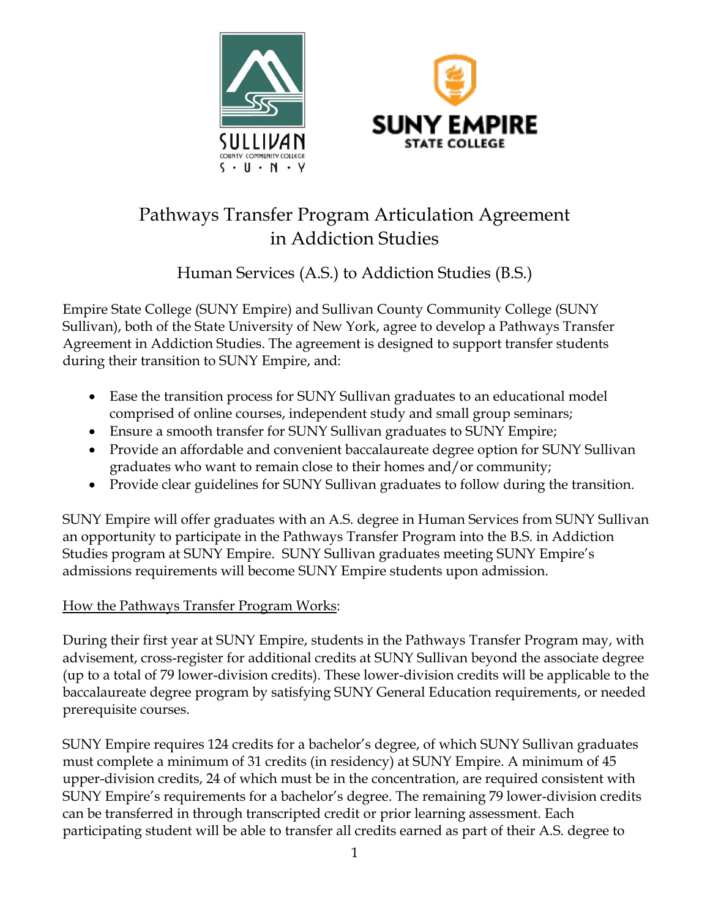# Pathways Transfer Program Articulation Agreement in Addiction Studies

## Human Services (A.S.) to Addiction Studies (B.S.)

Empire State College (SUNY Empire) and Sullivan County Community College (SUNY Sullivan), both of the State University of New York, agree to develop a Pathways Transfer Agreement in Addiction Studies. The agreement is designed to support transfer students during their transition to SUNY Empire, and:

- Ease the transition process for SUNY Sullivan graduates to an educational model comprised of online courses, independent study and small group seminars;
- Ensure a smooth transfer for SUNY Sullivan graduates to SUNY Empire;
- Provide an affordable and convenient baccalaureate degree option for SUNY Sullivan graduates who want to remain close to their homes and/or community;
- Provide clear guidelines for SUNY Sullivan graduates to follow during the transition.

SUNY Empire will offer graduates with an A.S. degree in Human Services from SUNY Sullivan an opportunity to participate in the Pathways Transfer Program into the B.S. in Addiction Studies program at SUNY Empire. SUNY Sullivan graduates meeting SUNY Empire's admissions requirements will become SUNY Empire students upon admission.

<u>How the Pathways Transfer Program Works</u>:

During their first year at SUNY Empire, students in the Pathways Transfer Program may, with advisement, cross-register for additional credits at SUNY Sullivan beyond the associate degree (up to a total of 79 lower-division credits). These lower-division credits will be applicable to the baccalaureate degree program by satisfying SUNY General Education requirements, or needed prerequisite courses.

SUNY Empire requires 124 credits for a bachelor's degree, of which SUNY Sullivan graduates must complete a minimum of 31 credits (in residency) at SUNY Empire. A minimum of 45 upper-division credits, 24 of which must be in the concentration, are required consistent with SUNY Empire's requirements for a bachelor's degree. The remaining 79 lower-division credits can be transferred in through transcripted credit or prior learning assessment. Each participating student will be able to transfer all credits earned as part of their A.S. degree to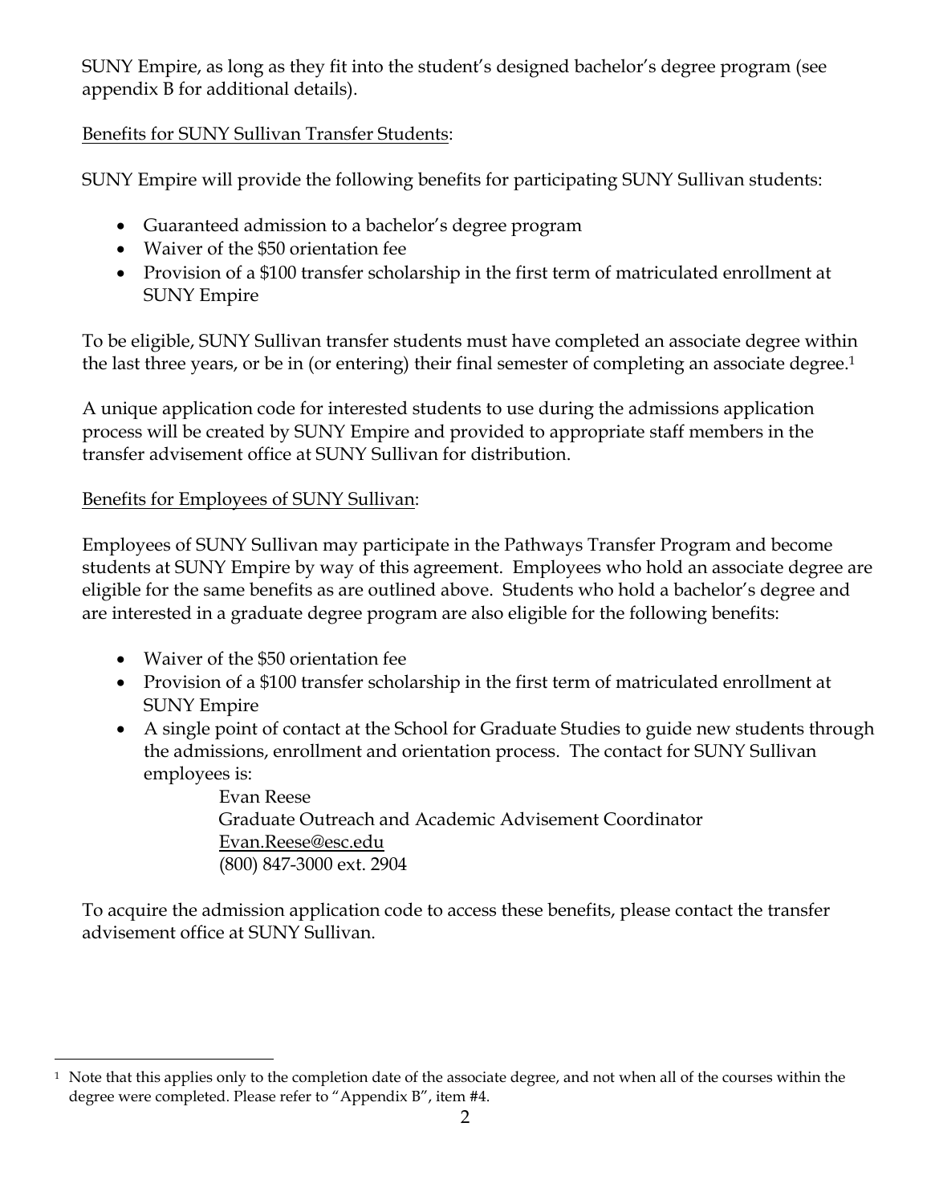SUNY Empire, as long as they fit into the student's designed bachelor's degree program (see appendix B for additional details).

Benefits for SUNY Sullivan Transfer Students:

SUNY Empire will provide the following benefits for participating SUNY Sullivan students:

- Guaranteed admission to a bachelor's degree program
- Waiver of the $50 orientation fee
- Provision of a $100 transfer scholarship in the first term of matriculated enrollment at SUNY Empire

To be eligible, SUNY Sullivan transfer students must have completed an associate degree within the last three years, or be in (or entering) their final semester of completing an associate degree.[1]

A unique application code for interested students to use during the admissions application process will be created by SUNY Empire and provided to appropriate staff members in the transfer advisement office at SUNY Sullivan for distribution.

Benefits for Employees of SUNY Sullivan:

Employees of SUNY Sullivan may participate in the Pathways Transfer Program and become students at SUNY Empire by way of this agreement. Employees who hold an associate degree are eligible for the same benefits as are outlined above. Students who hold a bachelor's degree and are interested in a graduate degree program are also eligible for the following benefits:

- Waiver of the $50 orientation fee
- Provision of a $100 transfer scholarship in the first term of matriculated enrollment at SUNY Empire
- A single point of contact at the School for Graduate Studies to guide new students through the admissions, enrollment and orientation process. The contact for SUNY Sullivan employees is:

  Evan Reese
  Graduate Outreach and Academic Advisement Coordinator
  Evan.Reese@esc.edu
  (800) 847-3000 ext. 2904

To acquire the admission application code to access these benefits, please contact the transfer advisement office at SUNY Sullivan.

[1] Note that this applies only to the completion date of the associate degree, and not when all of the courses within the degree were completed. Please refer to "Appendix B", item #4.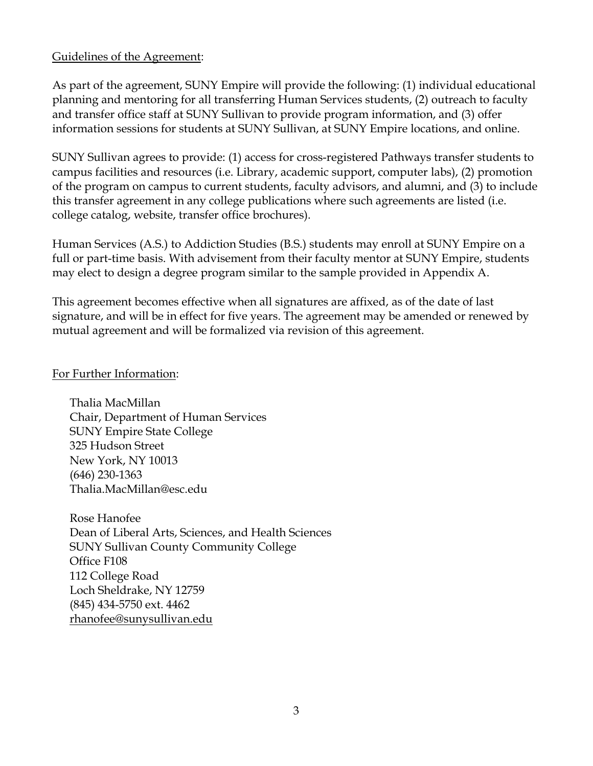Guidelines of the Agreement:

As part of the agreement, SUNY Empire will provide the following: (1) individual educational planning and mentoring for all transferring Human Services students, (2) outreach to faculty and transfer office staff at SUNY Sullivan to provide program information, and (3) offer information sessions for students at SUNY Sullivan, at SUNY Empire locations, and online.

SUNY Sullivan agrees to provide: (1) access for cross-registered Pathways transfer students to campus facilities and resources (i.e. Library, academic support, computer labs), (2) promotion of the program on campus to current students, faculty advisors, and alumni, and (3) to include this transfer agreement in any college publications where such agreements are listed (i.e. college catalog, website, transfer office brochures).

Human Services (A.S.) to Addiction Studies (B.S.) students may enroll at SUNY Empire on a full or part-time basis. With advisement from their faculty mentor at SUNY Empire, students may elect to design a degree program similar to the sample provided in Appendix A.

This agreement becomes effective when all signatures are affixed, as of the date of last signature, and will be in effect for five years. The agreement may be amended or renewed by mutual agreement and will be formalized via revision of this agreement.

For Further Information:

Thalia MacMillan  
Chair, Department of Human Services  
SUNY Empire State College  
325 Hudson Street  
New York, NY 10013  
(646) 230-1363  
Thalia.MacMillan@esc.edu

Rose Hanofee  
Dean of Liberal Arts, Sciences, and Health Sciences  
SUNY Sullivan County Community College  
Office F108  
112 College Road  
Loch Sheldrake, NY 12759  
(845) 434-5750 ext. 4462  
rhanofee@sunysullivan.edu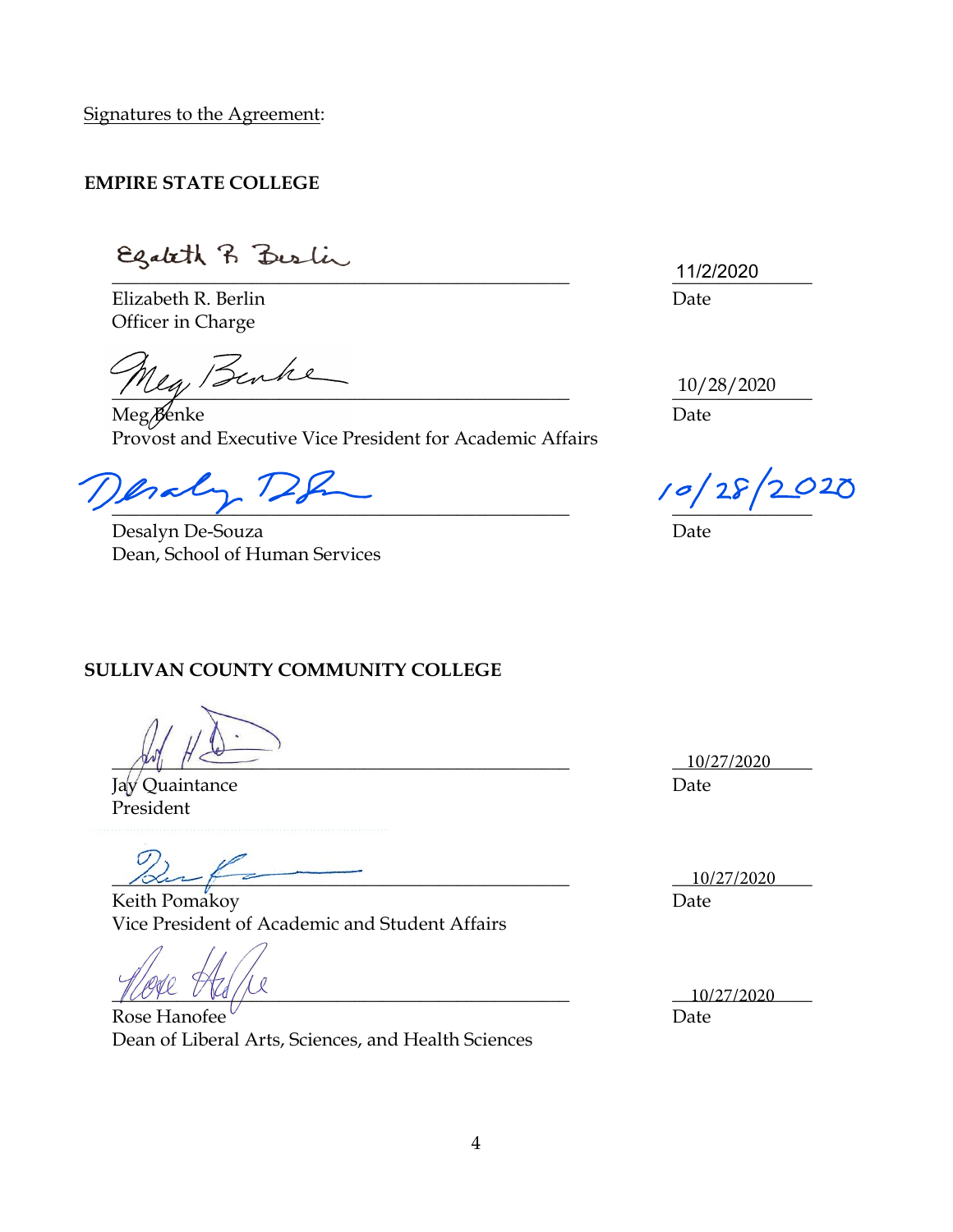Signatures to the Agreement:

**EMPIRE STATE COLLEGE**

_____________________________________________ 11/2/2020
Elizabeth R. Berlin — Date
Officer in Charge

_____________________________________________ 10/28/2020
Meg Benke — Date
Provost and Executive Vice President for Academic Affairs

_____________________________________________ 10/28/2020
Desalyn De-Souza — Date
Dean, School of Human Services

**SULLIVAN COUNTY COMMUNITY COLLEGE**

_____________________________________________ 10/27/2020
Jay Quaintance — Date
President

_____________________________________________ 10/27/2020
Keith Pomakoy — Date
Vice President of Academic and Student Affairs

_____________________________________________ 10/27/2020
Rose Hanofee — Date
Dean of Liberal Arts, Sciences, and Health Sciences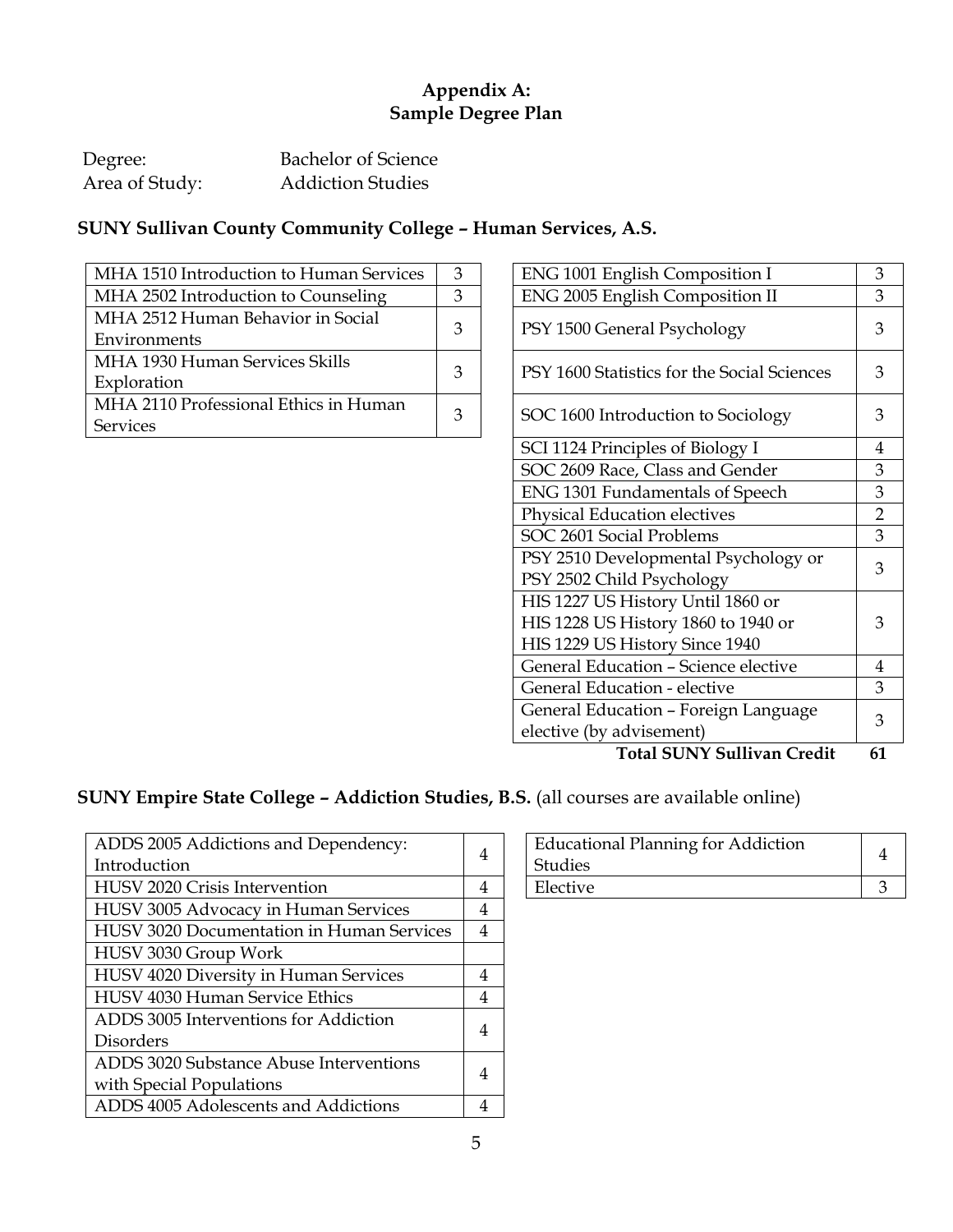## Appendix A:
## Sample Degree Plan

Degree: Bachelor of Science
Area of Study: Addiction Studies

### SUNY Sullivan County Community College – Human Services, A.S.

| Course | Credits |
|---|---|
| MHA 1510 Introduction to Human Services | 3 |
| MHA 2502 Introduction to Counseling | 3 |
| MHA 2512 Human Behavior in Social Environments | 3 |
| MHA 1930 Human Services Skills Exploration | 3 |
| MHA 2110 Professional Ethics in Human Services | 3 |

| Course | Credits |
|---|---|
| ENG 1001 English Composition I | 3 |
| ENG 2005 English Composition II | 3 |
| PSY 1500 General Psychology | 3 |
| PSY 1600 Statistics for the Social Sciences | 3 |
| SOC 1600 Introduction to Sociology | 3 |
| SCI 1124 Principles of Biology I | 4 |
| SOC 2609 Race, Class and Gender | 3 |
| ENG 1301 Fundamentals of Speech | 3 |
| Physical Education electives | 2 |
| SOC 2601 Social Problems | 3 |
| PSY 2510 Developmental Psychology or PSY 2502 Child Psychology | 3 |
| HIS 1227 US History Until 1860 or HIS 1228 US History 1860 to 1940 or HIS 1229 US History Since 1940 | 3 |
| General Education – Science elective | 4 |
| General Education - elective | 3 |
| General Education – Foreign Language elective (by advisement) | 3 |
| **Total SUNY Sullivan Credit** | **61** |

### SUNY Empire State College – Addiction Studies, B.S. (all courses are available online)

| Course | Credits |
|---|---|
| ADDS 2005 Addictions and Dependency: Introduction | 4 |
| HUSV 2020 Crisis Intervention | 4 |
| HUSV 3005 Advocacy in Human Services | 4 |
| HUSV 3020 Documentation in Human Services | 4 |
| HUSV 3030 Group Work | |
| HUSV 4020 Diversity in Human Services | 4 |
| HUSV 4030 Human Service Ethics | 4 |
| ADDS 3005 Interventions for Addiction Disorders | 4 |
| ADDS 3020 Substance Abuse Interventions with Special Populations | 4 |
| ADDS 4005 Adolescents and Addictions | 4 |

| Course | Credits |
|---|---|
| Educational Planning for Addiction Studies | 4 |
| Elective | 3 |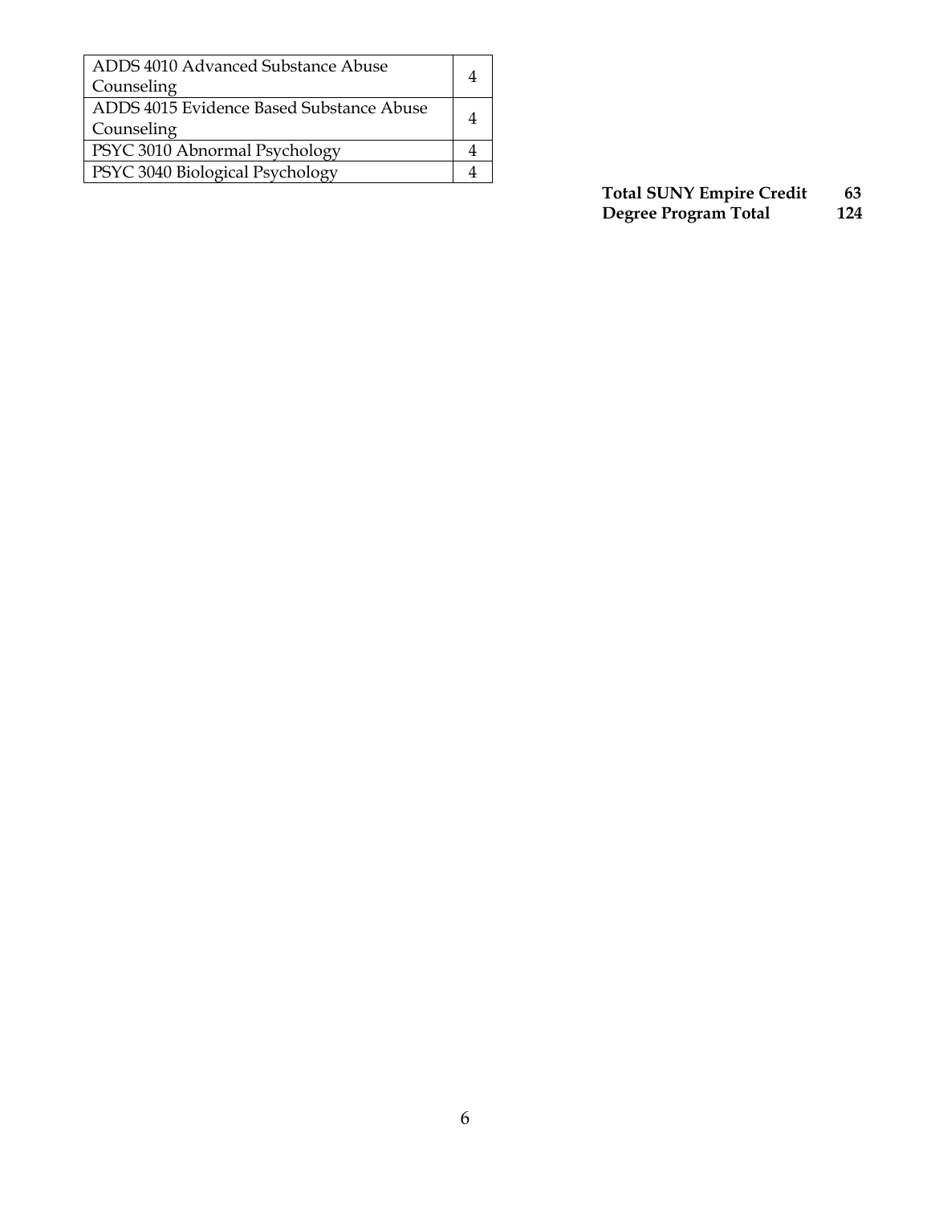| ADDS 4010 Advanced Substance Abuse Counseling | 4 |
| --- | --- |
| ADDS 4015 Evidence Based Substance Abuse Counseling | 4 |
| PSYC 3010 Abnormal Psychology | 4 |
| PSYC 3040 Biological Psychology | 4 |

**Total SUNY Empire Credit 63**
**Degree Program Total 124**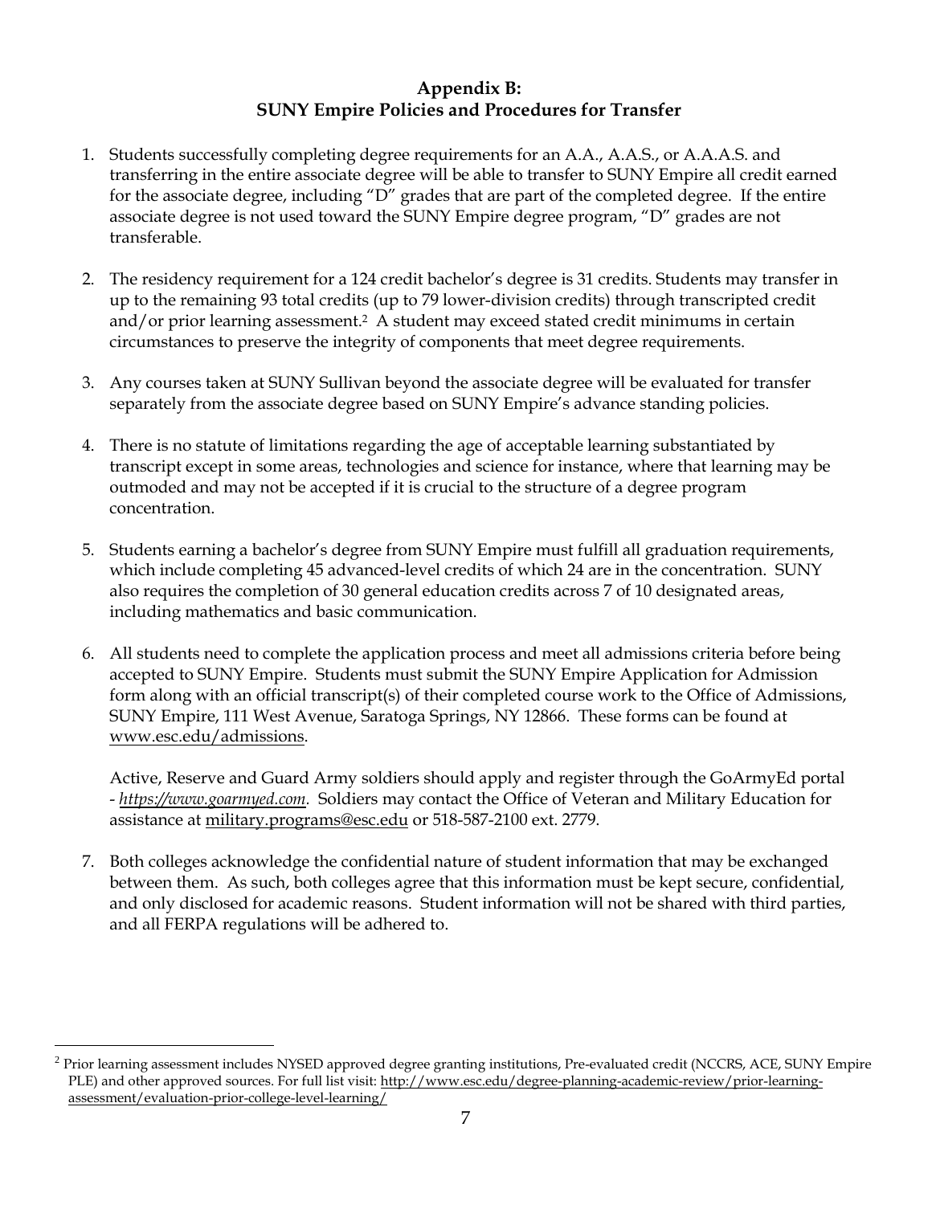## Appendix B:
## SUNY Empire Policies and Procedures for Transfer

1. Students successfully completing degree requirements for an A.A., A.A.S., or A.A.A.S. and transferring in the entire associate degree will be able to transfer to SUNY Empire all credit earned for the associate degree, including "D" grades that are part of the completed degree. If the entire associate degree is not used toward the SUNY Empire degree program, "D" grades are not transferable.

2. The residency requirement for a 124 credit bachelor's degree is 31 credits. Students may transfer in up to the remaining 93 total credits (up to 79 lower-division credits) through transcripted credit and/or prior learning assessment.[2] A student may exceed stated credit minimums in certain circumstances to preserve the integrity of components that meet degree requirements.

3. Any courses taken at SUNY Sullivan beyond the associate degree will be evaluated for transfer separately from the associate degree based on SUNY Empire's advance standing policies.

4. There is no statute of limitations regarding the age of acceptable learning substantiated by transcript except in some areas, technologies and science for instance, where that learning may be outmoded and may not be accepted if it is crucial to the structure of a degree program concentration.

5. Students earning a bachelor's degree from SUNY Empire must fulfill all graduation requirements, which include completing 45 advanced-level credits of which 24 are in the concentration. SUNY also requires the completion of 30 general education credits across 7 of 10 designated areas, including mathematics and basic communication.

6. All students need to complete the application process and meet all admissions criteria before being accepted to SUNY Empire. Students must submit the SUNY Empire Application for Admission form along with an official transcript(s) of their completed course work to the Office of Admissions, SUNY Empire, 111 West Avenue, Saratoga Springs, NY 12866. These forms can be found at www.esc.edu/admissions.

   Active, Reserve and Guard Army soldiers should apply and register through the GoArmyEd portal - *https://www.goarmyed.com*. Soldiers may contact the Office of Veteran and Military Education for assistance at military.programs@esc.edu or 518-587-2100 ext. 2779.

7. Both colleges acknowledge the confidential nature of student information that may be exchanged between them. As such, both colleges agree that this information must be kept secure, confidential, and only disclosed for academic reasons. Student information will not be shared with third parties, and all FERPA regulations will be adhered to.

---

[2] Prior learning assessment includes NYSED approved degree granting institutions, Pre-evaluated credit (NCCRS, ACE, SUNY Empire PLE) and other approved sources. For full list visit: http://www.esc.edu/degree-planning-academic-review/prior-learning-assessment/evaluation-prior-college-level-learning/